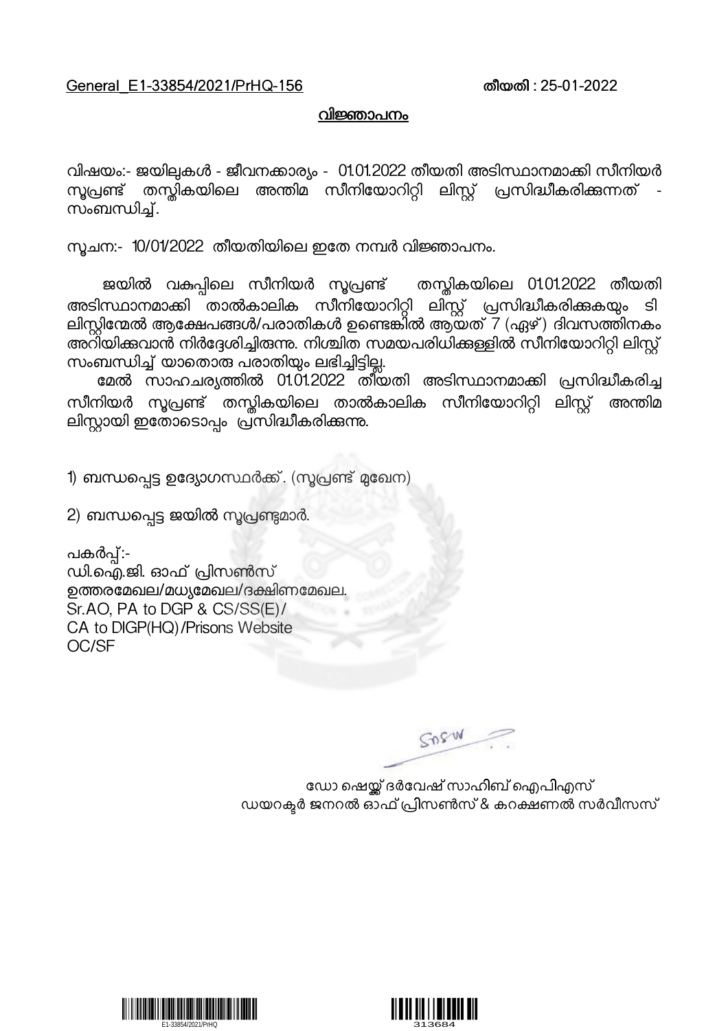General_E1-33854/2021/PrHQ-156 തീയതി : 25-01-2022

## വിജ്ഞാപനം

വിഷയം:- ജയിലുകൾ - ജീവനക്കാര്യം - 01.01.2022 തീയതി അടിസ്ഥാനമാക്കി സീനിയർ സൂപ്രണ്ട് തസ്തികയിലെ അന്തിമ സീനിയോറിറ്റി ലിസ്റ്റ് പ്രസിദ്ധീകരിക്കുന്നത് - സംബന്ധിച്ച്.

സൂചന:- 10/01/2022 തീയതിയിലെ ഇതേ നമ്പർ വിജ്ഞാപനം.

ജയിൽ വകുപ്പിലെ സീനിയർ സൂപ്രണ്ട് തസ്തികയിലെ 01.01.2022 തീയതി അടിസ്ഥാനമാക്കി താൽകാലിക സീനിയോറിറ്റി ലിസ്റ്റ് പ്രസിദ്ധീകരിക്കുകയും ടി ലിസ്റ്റിന്മേൽ ആക്ഷേപങ്ങൾ/പരാതികൾ ഉണ്ടെങ്കിൽ ആയത് 7 (ഏഴ്) ദിവസത്തിനകം അറിയിക്കുവാൻ നിർദ്ദേശിച്ചിരുന്നു. നിശ്ചിത സമയപരിധിക്കുള്ളിൽ സീനിയോറിറ്റി ലിസ്റ്റ് സംബന്ധിച്ച് യാതൊരു പരാതിയും ലഭിച്ചിട്ടില്ല.

മേൽ സാഹചര്യത്തിൽ 01.01.2022 തീയതി അടിസ്ഥാനമാക്കി പ്രസിദ്ധീകരിച്ച സീനിയർ സൂപ്രണ്ട് തസ്തികയിലെ താൽകാലിക സീനിയോറിറ്റി ലിസ്റ്റ് അന്തിമ ലിസ്റ്റായി ഇതോടൊപ്പം പ്രസിദ്ധീകരിക്കുന്നു.

1) ബന്ധപ്പെട്ട ഉദ്യോഗസ്ഥർക്ക്. (സൂപ്രണ്ട് മുഖേന)

2) ബന്ധപ്പെട്ട ജയിൽ സൂപ്രണ്ടുമാർ.

പകർപ്പ്:-
ഡി.ഐ.ജി. ഓഫ് പ്രിസൺസ്
ഉത്തരമേഖല/മധ്യമേഖല/ദക്ഷിണമേഖല.
Sr.AO, PA to DGP & CS/SS(E)/
CA to DIGP(HQ)/Prisons Website
OC/SF

ഡോ ഷെയ്ക്ക് ദർവേഷ് സാഹിബ് ഐപിഎസ്
ഡയറക്ടർ ജനറൽ ഓഫ് പ്രിസൺസ് & കറക്ഷണൽ സർവീസസ്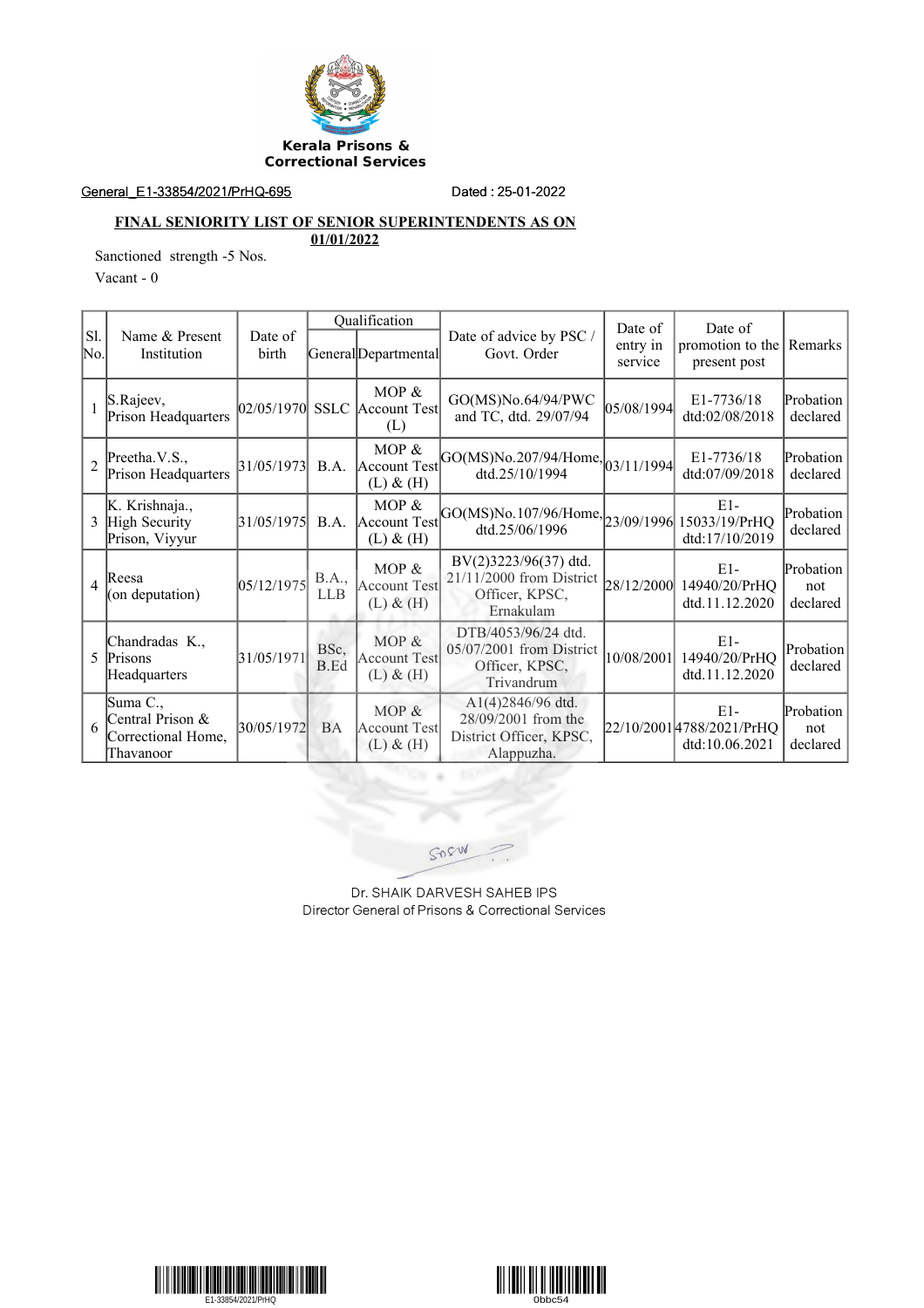Kerala Prisons & Correctional Services

General_E1-33854/2021/PrHQ-695 Dated : 25-01-2022

**FINAL SENIORITY LIST OF SENIOR SUPERINTENDENTS AS ON 01/01/2022**

Sanctioned strength -5 Nos.

Vacant - 0

| Sl. No. | Name & Present Institution | Date of birth | Qualification | | Date of advice by PSC / Govt. Order | Date of entry in service | Date of promotion to the present post | Remarks |
|---|---|---|---|---|---|---|---|---|
| | | | General | Departmental | | | | |
| 1 | S.Rajeev, Prison Headquarters | 02/05/1970 | SSLC | MOP & Account Test (L) | GO(MS)No.64/94/PWC and TC, dtd. 29/07/94 | 05/08/1994 | E1-7736/18 dtd:02/08/2018 | Probation declared |
| 2 | Preetha.V.S., Prison Headquarters | 31/05/1973 | B.A. | MOP & Account Test (L) & (H) | GO(MS)No.207/94/Home, dtd.25/10/1994 | 03/11/1994 | E1-7736/18 dtd:07/09/2018 | Probation declared |
| 3 | K. Krishnaja., High Security Prison, Viyyur | 31/05/1975 | B.A. | MOP & Account Test (L) & (H) | GO(MS)No.107/96/Home, dtd.25/06/1996 | 23/09/1996 | E1-15033/19/PrHQ dtd:17/10/2019 | Probation declared |
| 4 | Reesa (on deputation) | 05/12/1975 | B.A., LLB | MOP & Account Test (L) & (H) | BV(2)3223/96(37) dtd. 21/11/2000 from District Officer, KPSC, Ernakulam | 28/12/2000 | E1-14940/20/PrHQ dtd.11.12.2020 | Probation not declared |
| 5 | Chandradas K., Prisons Headquarters | 31/05/1971 | BSc, B.Ed | MOP & Account Test (L) & (H) | DTB/4053/96/24 dtd. 05/07/2001 from District Officer, KPSC, Trivandrum | 10/08/2001 | E1-14940/20/PrHQ dtd.11.12.2020 | Probation declared |
| 6 | Suma C., Central Prison & Correctional Home, Thavanoor | 30/05/1972 | BA | MOP & Account Test (L) & (H) | A1(4)2846/96 dtd. 28/09/2001 from the District Officer, KPSC, Alappuzha. | 22/10/2001 | E1-4788/2021/PrHQ dtd:10.06.2021 | Probation not declared |

Dr. SHAIK DARVESH SAHEB IPS
Director General of Prisons & Correctional Services